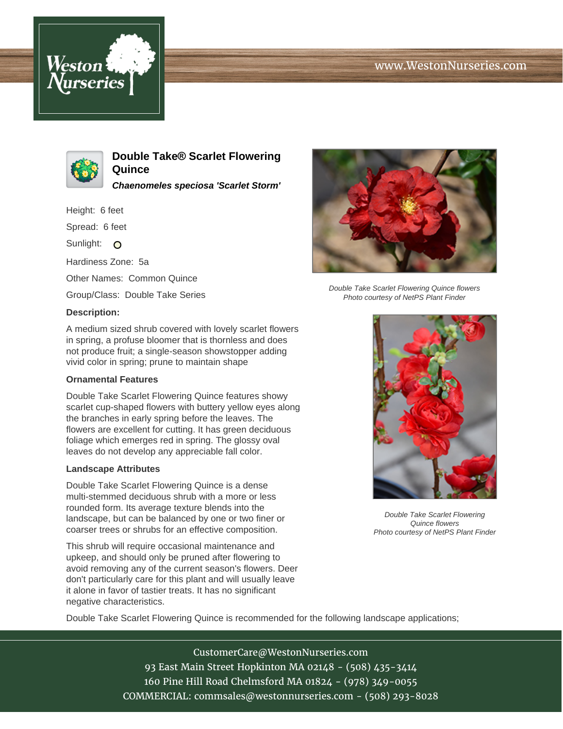# Double Take® Scarlet Flowering Quince

***Chaenomeles speciosa 'Scarlet Storm'***

Height: 6 feet

Spread: 6 feet

Sunlight: ○

Hardiness Zone: 5a

Other Names: Common Quince

Group/Class: Double Take Series

### Description:

A medium sized shrub covered with lovely scarlet flowers in spring, a profuse bloomer that is thornless and does not produce fruit; a single-season showstopper adding vivid color in spring; prune to maintain shape

### Ornamental Features

Double Take Scarlet Flowering Quince features showy scarlet cup-shaped flowers with buttery yellow eyes along the branches in early spring before the leaves. The flowers are excellent for cutting. It has green deciduous foliage which emerges red in spring. The glossy oval leaves do not develop any appreciable fall color.

### Landscape Attributes

Double Take Scarlet Flowering Quince is a dense multi-stemmed deciduous shrub with a more or less rounded form. Its average texture blends into the landscape, but can be balanced by one or two finer or coarser trees or shrubs for an effective composition.

This shrub will require occasional maintenance and upkeep, and should only be pruned after flowering to avoid removing any of the current season's flowers. Deer don't particularly care for this plant and will usually leave it alone in favor of tastier treats. It has no significant negative characteristics.

Double Take Scarlet Flowering Quince is recommended for the following landscape applications;

*Double Take Scarlet Flowering Quince flowers*
*Photo courtesy of NetPS Plant Finder*

*Double Take Scarlet Flowering Quince flowers*
*Photo courtesy of NetPS Plant Finder*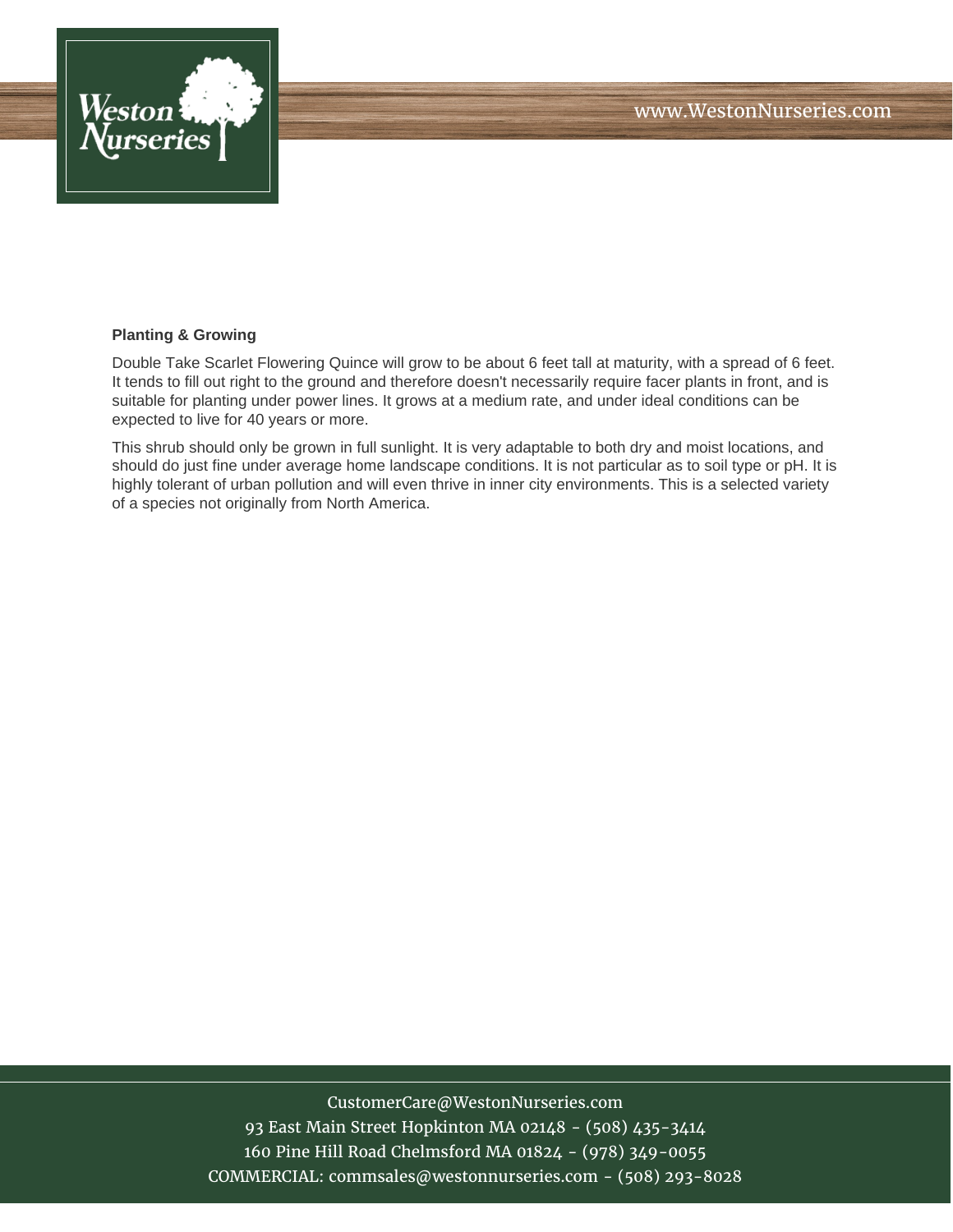**Planting & Growing**

Double Take Scarlet Flowering Quince will grow to be about 6 feet tall at maturity, with a spread of 6 feet. It tends to fill out right to the ground and therefore doesn't necessarily require facer plants in front, and is suitable for planting under power lines. It grows at a medium rate, and under ideal conditions can be expected to live for 40 years or more.

This shrub should only be grown in full sunlight. It is very adaptable to both dry and moist locations, and should do just fine under average home landscape conditions. It is not particular as to soil type or pH. It is highly tolerant of urban pollution and will even thrive in inner city environments. This is a selected variety of a species not originally from North America.